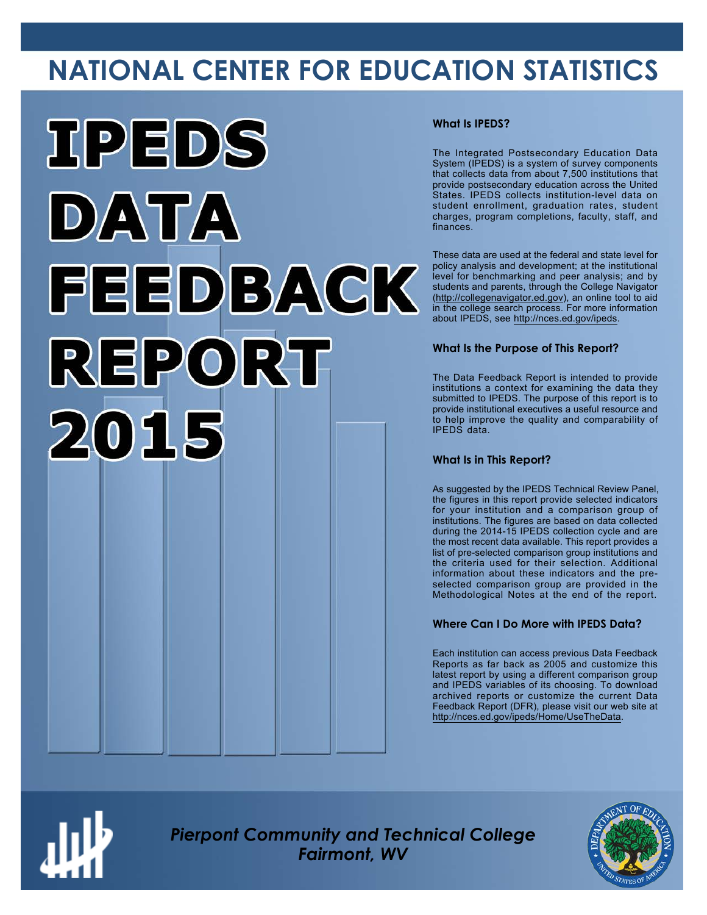# NATIONAL CENTER FOR EDUCATION STATISTICS

# IPEDS DATA FEEDBACK REPORT 2015

### What Is IPEDS?

The Integrated Postsecondary Education Data System (IPEDS) is a system of survey components that collects data from about 7,500 institutions that provide postsecondary education across the United States. IPEDS collects institution-level data on student enrollment, graduation rates, student charges, program completions, faculty, staff, and finances.

These data are used at the federal and state level for policy analysis and development; at the institutional level for benchmarking and peer analysis; and by students and parents, through the College Navigator (http://collegenavigator.ed.gov), an online tool to aid in the college search process. For more information about IPEDS, see http://nces.ed.gov/ipeds.

### What Is the Purpose of This Report?

The Data Feedback Report is intended to provide institutions a context for examining the data they submitted to IPEDS. The purpose of this report is to provide institutional executives a useful resource and to help improve the quality and comparability of IPEDS data.

### What Is in This Report?

As suggested by the IPEDS Technical Review Panel, the figures in this report provide selected indicators for your institution and a comparison group of institutions. The figures are based on data collected during the 2014-15 IPEDS collection cycle and are the most recent data available. This report provides a list of pre-selected comparison group institutions and the criteria used for their selection. Additional information about these indicators and the pre-selected comparison group are provided in the Methodological Notes at the end of the report.

### Where Can I Do More with IPEDS Data?

Each institution can access previous Data Feedback Reports as far back as 2005 and customize this latest report by using a different comparison group and IPEDS variables of its choosing. To download archived reports or customize the current Data Feedback Report (DFR), please visit our web site at http://nces.ed.gov/ipeds/Home/UseTheData.

*Pierpont Community and Technical College*
*Fairmont, WV*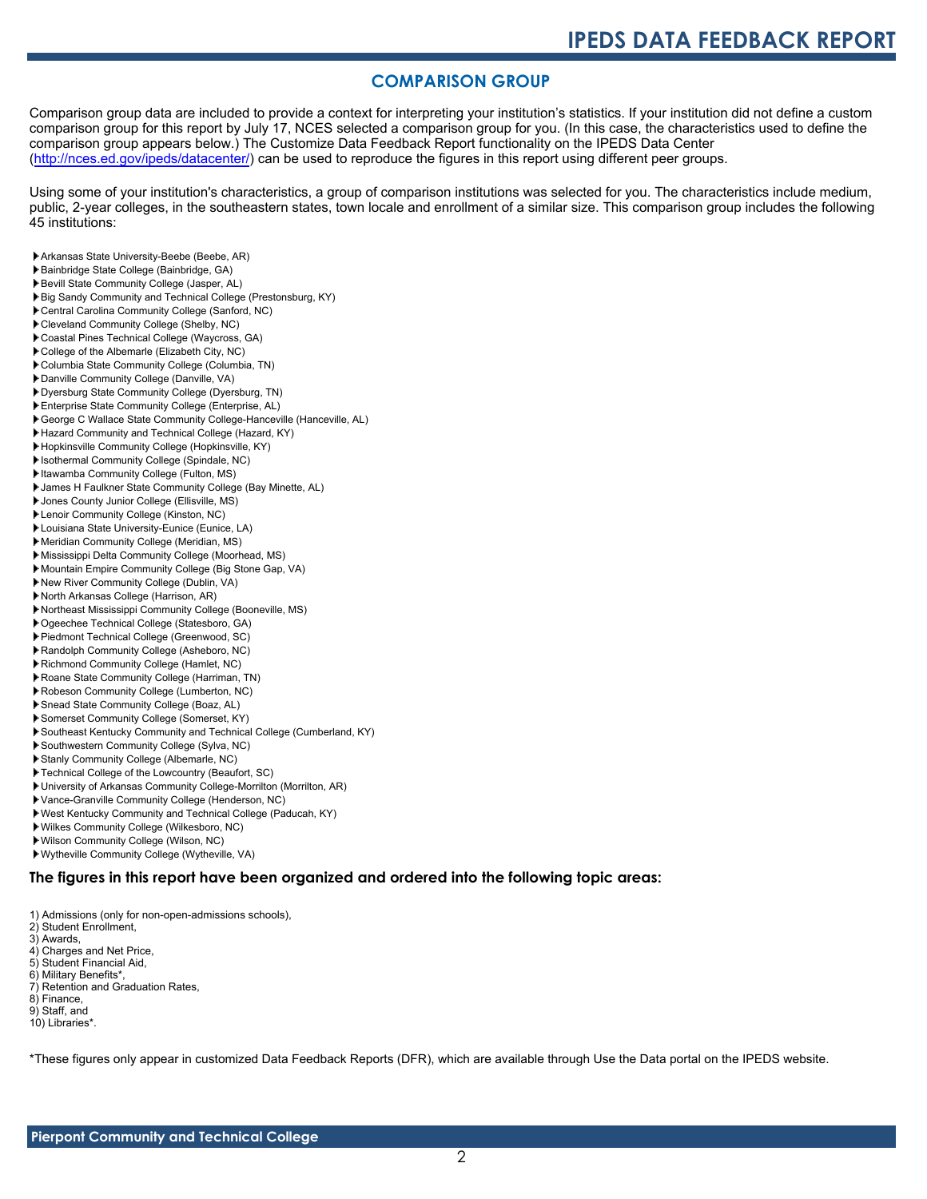## COMPARISON GROUP

Comparison group data are included to provide a context for interpreting your institution's statistics. If your institution did not define a custom comparison group for this report by July 17, NCES selected a comparison group for you. (In this case, the characteristics used to define the comparison group appears below.) The Customize Data Feedback Report functionality on the IPEDS Data Center (http://nces.ed.gov/ipeds/datacenter/) can be used to reproduce the figures in this report using different peer groups.

Using some of your institution's characteristics, a group of comparison institutions was selected for you. The characteristics include medium, public, 2-year colleges, in the southeastern states, town locale and enrollment of a similar size. This comparison group includes the following 45 institutions:

- Arkansas State University-Beebe (Beebe, AR)
- Bainbridge State College (Bainbridge, GA)
- Bevill State Community College (Jasper, AL)
- Big Sandy Community and Technical College (Prestonsburg, KY)
- Central Carolina Community College (Sanford, NC)
- Cleveland Community College (Shelby, NC)
- Coastal Pines Technical College (Waycross, GA)
- College of the Albemarle (Elizabeth City, NC)
- Columbia State Community College (Columbia, TN)
- Danville Community College (Danville, VA)
- Dyersburg State Community College (Dyersburg, TN)
- Enterprise State Community College (Enterprise, AL)
- George C Wallace State Community College-Hanceville (Hanceville, AL)
- Hazard Community and Technical College (Hazard, KY)
- Hopkinsville Community College (Hopkinsville, KY)
- Isothermal Community College (Spindale, NC)
- Itawamba Community College (Fulton, MS)
- James H Faulkner State Community College (Bay Minette, AL)
- Jones County Junior College (Ellisville, MS)
- Lenoir Community College (Kinston, NC)
- Louisiana State University-Eunice (Eunice, LA)
- Meridian Community College (Meridian, MS)
- Mississippi Delta Community College (Moorhead, MS)
- Mountain Empire Community College (Big Stone Gap, VA)
- New River Community College (Dublin, VA)
- North Arkansas College (Harrison, AR)
- Northeast Mississippi Community College (Booneville, MS)
- Ogeechee Technical College (Statesboro, GA)
- Piedmont Technical College (Greenwood, SC)
- Randolph Community College (Asheboro, NC)
- Richmond Community College (Hamlet, NC)
- Roane State Community College (Harriman, TN)
- Robeson Community College (Lumberton, NC)
- Snead State Community College (Boaz, AL)
- Somerset Community College (Somerset, KY)
- Southeast Kentucky Community and Technical College (Cumberland, KY)
- Southwestern Community College (Sylva, NC)
- Stanly Community College (Albemarle, NC)
- Technical College of the Lowcountry (Beaufort, SC)
- University of Arkansas Community College-Morrilton (Morrilton, AR)
- Vance-Granville Community College (Henderson, NC)
- West Kentucky Community and Technical College (Paducah, KY)
- Wilkes Community College (Wilkesboro, NC)
- Wilson Community College (Wilson, NC)
- Wytheville Community College (Wytheville, VA)

### The figures in this report have been organized and ordered into the following topic areas:

1) Admissions (only for non-open-admissions schools),
2) Student Enrollment,
3) Awards,
4) Charges and Net Price,
5) Student Financial Aid,
6) Military Benefits*,
7) Retention and Graduation Rates,
8) Finance,
9) Staff, and
10) Libraries*.

*These figures only appear in customized Data Feedback Reports (DFR), which are available through Use the Data portal on the IPEDS website.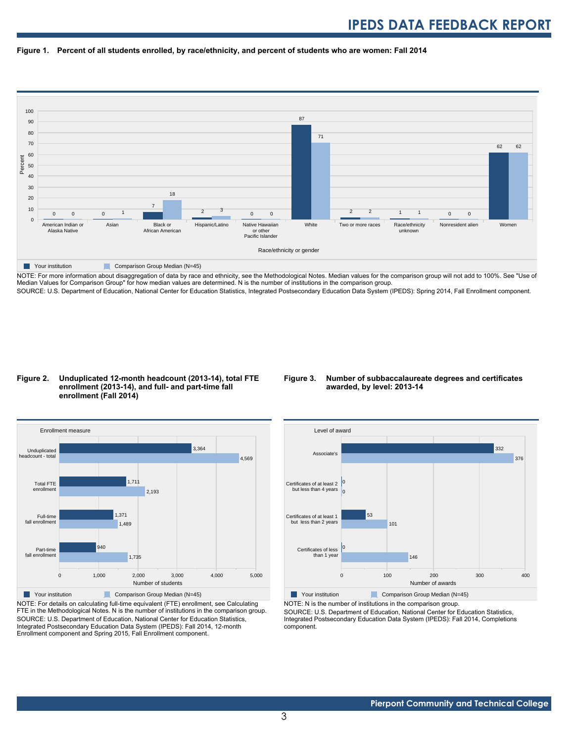**Figure 1. Percent of all students enrolled, by race/ethnicity, and percent of students who are women: Fall 2014**

| Race/ethnicity or gender | Your institution | Comparison Group Median (N=45) |
|---|---|---|
| American Indian or Alaska Native | 0 | 0 |
| Asian | 0 | 1 |
| Black or African American | 7 | 18 |
| Hispanic/Latino | 2 | 3 |
| Native Hawaiian or other Pacific Islander | 0 | 0 |
| White | 87 | 71 |
| Two or more races | 2 | 2 |
| Race/ethnicity unknown | 1 | 1 |
| Nonresident alien | 0 | 0 |
| Women | 62 | 62 |

NOTE: For more information about disaggregation of data by race and ethnicity, see the Methodological Notes. Median values for the comparison group will not add to 100%. See "Use of Median Values for Comparison Group" for how median values are determined. N is the number of institutions in the comparison group.
SOURCE: U.S. Department of Education, National Center for Education Statistics, Integrated Postsecondary Education Data System (IPEDS): Spring 2014, Fall Enrollment component.

**Figure 2. Unduplicated 12-month headcount (2013-14), total FTE enrollment (2013-14), and full- and part-time fall enrollment (Fall 2014)**

| Enrollment measure | Your institution | Comparison Group Median (N=45) |
|---|---|---|
| Unduplicated headcount - total | 3,364 | 4,569 |
| Total FTE enrollment | 1,711 | 2,193 |
| Full-time fall enrollment | 1,371 | 1,489 |
| Part-time fall enrollment | 940 | 1,735 |

NOTE: For details on calculating full-time equivalent (FTE) enrollment, see Calculating FTE in the Methodological Notes. N is the number of institutions in the comparison group.
SOURCE: U.S. Department of Education, National Center for Education Statistics, Integrated Postsecondary Education Data System (IPEDS): Fall 2014, 12-month Enrollment component and Spring 2015, Fall Enrollment component.

**Figure 3. Number of subbaccalaureate degrees and certificates awarded, by level: 2013-14**

| Level of award | Your institution | Comparison Group Median (N=45) |
|---|---|---|
| Associate's | 332 | 376 |
| Certificates of at least 2 but less than 4 years | 0 | 0 |
| Certificates of at least 1 but less than 2 years | 53 | 101 |
| Certificates of less than 1 year | 0 | 146 |

NOTE: N is the number of institutions in the comparison group.
SOURCE: U.S. Department of Education, National Center for Education Statistics, Integrated Postsecondary Education Data System (IPEDS): Fall 2014, Completions component.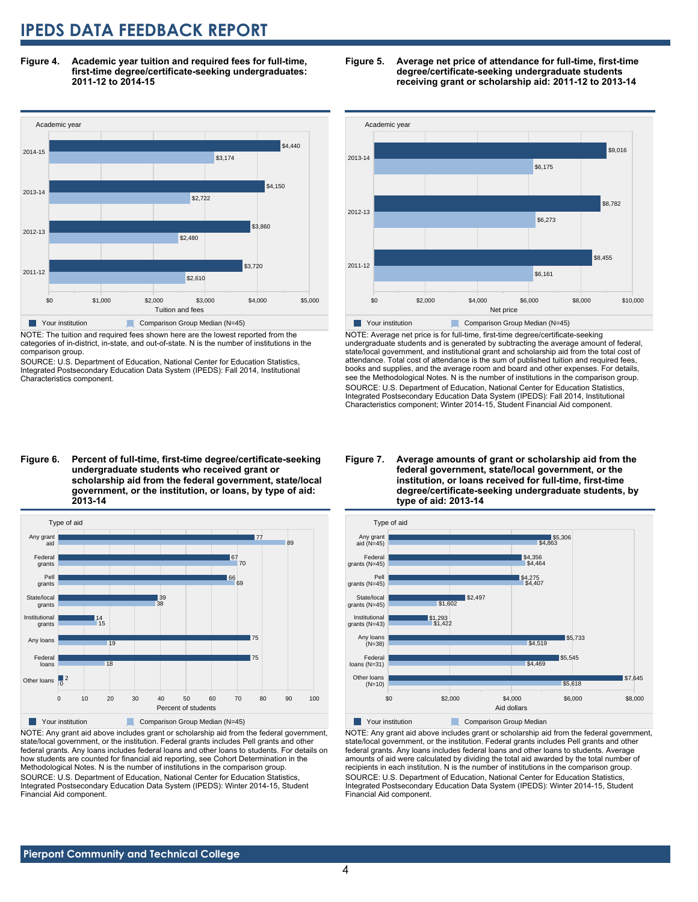**Figure 4. Academic year tuition and required fees for full-time, first-time degree/certificate-seeking undergraduates: 2011-12 to 2014-15**

| Academic year | Your institution | Comparison Group Median (N=45) |
|---|---|---|
| 2014-15 | $4,440 | $3,174 |
| 2013-14 | $4,150 | $2,722 |
| 2012-13 | $3,860 | $2,480 |
| 2011-12 | $3,720 | $2,610 |

NOTE: The tuition and required fees shown here are the lowest reported from the categories of in-district, in-state, and out-of-state. N is the number of institutions in the comparison group.

SOURCE: U.S. Department of Education, National Center for Education Statistics, Integrated Postsecondary Education Data System (IPEDS): Fall 2014, Institutional Characteristics component.

**Figure 5. Average net price of attendance for full-time, first-time degree/certificate-seeking undergraduate students receiving grant or scholarship aid: 2011-12 to 2013-14**

| Academic year | Your institution | Comparison Group Median (N=45) |
|---|---|---|
| 2013-14 | $9,016 | $6,175 |
| 2012-13 | $8,782 | $6,273 |
| 2011-12 | $8,455 | $6,161 |

NOTE: Average net price is for full-time, first-time degree/certificate-seeking undergraduate students and is generated by subtracting the average amount of federal, state/local government, and institutional grant and scholarship aid from the total cost of attendance. Total cost of attendance is the sum of published tuition and required fees, books and supplies, and the average room and board and other expenses. For details, see the Methodological Notes. N is the number of institutions in the comparison group.

SOURCE: U.S. Department of Education, National Center for Education Statistics, Integrated Postsecondary Education Data System (IPEDS): Fall 2014, Institutional Characteristics component; Winter 2014-15, Student Financial Aid component.

**Figure 6. Percent of full-time, first-time degree/certificate-seeking undergraduate students who received grant or scholarship aid from the federal government, state/local government, or the institution, or loans, by type of aid: 2013-14**

| Type of aid | Your institution | Comparison Group Median (N=45) |
|---|---|---|
| Any grant aid | 77 | 89 |
| Federal grants | 67 | 70 |
| Pell grants | 66 | 69 |
| State/local grants | 39 | 38 |
| Institutional grants | 14 | 15 |
| Any loans | 75 | 19 |
| Federal loans | 75 | 18 |
| Other loans | 2 | 0 |

NOTE: Any grant aid above includes grant or scholarship aid from the federal government, state/local government, or the institution. Federal grants includes Pell grants and other federal grants. Any loans includes federal loans and other loans to students. For details on how students are counted for financial aid reporting, see Cohort Determination in the Methodological Notes. N is the number of institutions in the comparison group.

SOURCE: U.S. Department of Education, National Center for Education Statistics, Integrated Postsecondary Education Data System (IPEDS): Winter 2014-15, Student Financial Aid component.

**Figure 7. Average amounts of grant or scholarship aid from the federal government, state/local government, or the institution, or loans received for full-time, first-time degree/certificate-seeking undergraduate students, by type of aid: 2013-14**

| Type of aid | Your institution | Comparison Group Median |
|---|---|---|
| Any grant aid (N=45) | $5,306 | $4,863 |
| Federal grants (N=45) | $4,356 | $4,464 |
| Pell grants (N=45) | $4,275 | $4,407 |
| State/local grants (N=45) | $2,497 | $1,602 |
| Institutional grants (N=43) | $1,293 | $1,422 |
| Any loans (N=38) | $5,733 | $4,519 |
| Federal loans (N=31) | $5,545 | $4,469 |
| Other loans (N=10) | $7,645 | $5,618 |

NOTE: Any grant aid above includes grant or scholarship aid from the federal government, state/local government, or the institution. Federal grants includes Pell grants and other federal grants. Any loans includes federal loans and other loans to students. Average amounts of aid were calculated by dividing the total aid awarded by the total number of recipients in each institution. N is the number of institutions in the comparison group.

SOURCE: U.S. Department of Education, National Center for Education Statistics, Integrated Postsecondary Education Data System (IPEDS): Winter 2014-15, Student Financial Aid component.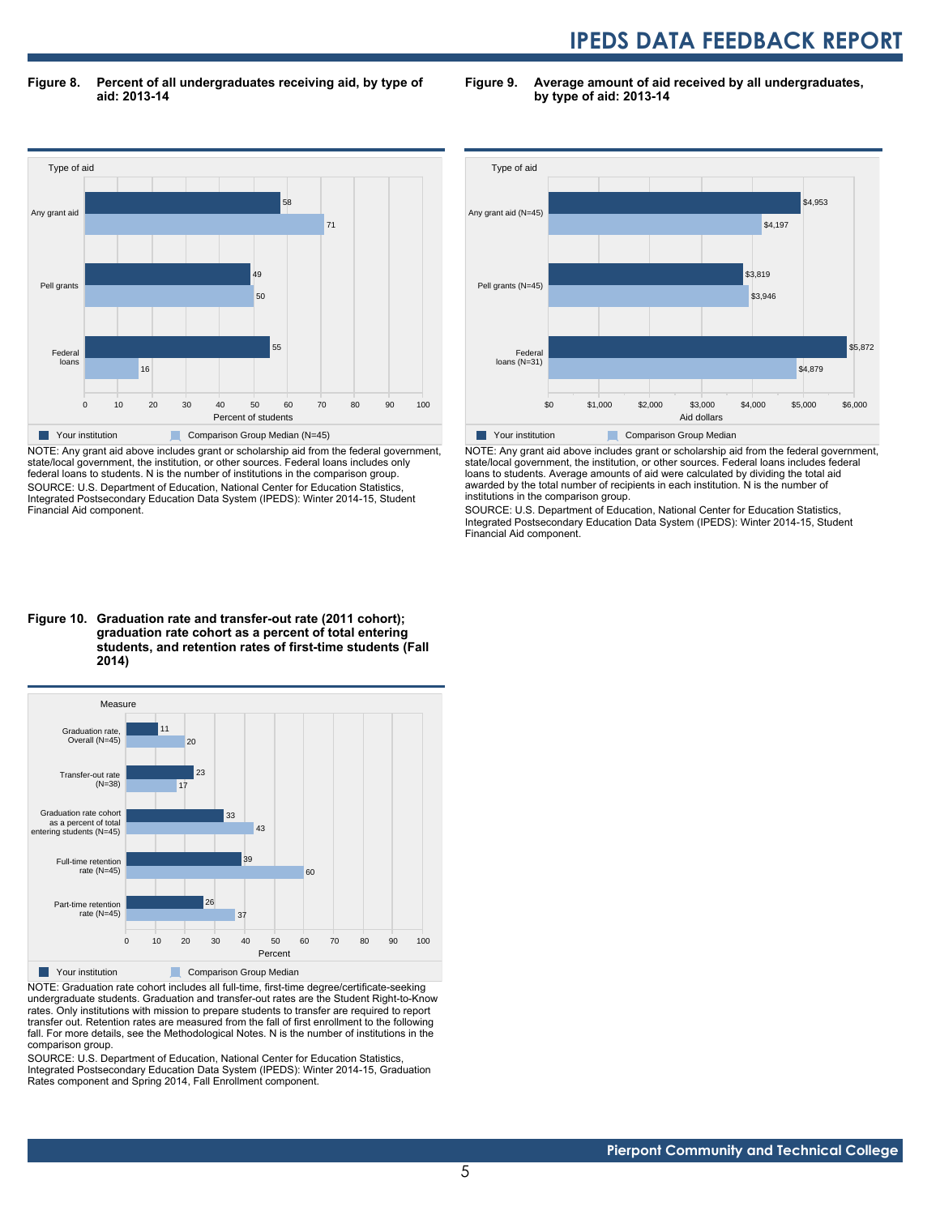**Figure 8. Percent of all undergraduates receiving aid, by type of aid: 2013-14**

| Type of aid | Your institution | Comparison Group Median (N=45) |
|---|---|---|
| Any grant aid | 58 | 71 |
| Pell grants | 49 | 50 |
| Federal loans | 55 | 16 |

Percent of students

NOTE: Any grant aid above includes grant or scholarship aid from the federal government, state/local government, the institution, or other sources. Federal loans includes only federal loans to students. N is the number of institutions in the comparison group.

SOURCE: U.S. Department of Education, National Center for Education Statistics, Integrated Postsecondary Education Data System (IPEDS): Winter 2014-15, Student Financial Aid component.

**Figure 9. Average amount of aid received by all undergraduates, by type of aid: 2013-14**

| Type of aid | Your institution | Comparison Group Median |
|---|---|---|
| Any grant aid (N=45) | $4,953 | $4,197 |
| Pell grants (N=45) | $3,819 | $3,946 |
| Federal loans (N=31) | $5,872 | $4,879 |

Aid dollars

NOTE: Any grant aid above includes grant or scholarship aid from the federal government, state/local government, the institution, or other sources. Federal loans includes federal loans to students. Average amounts of aid were calculated by dividing the total aid awarded by the total number of recipients in each institution. N is the number of institutions in the comparison group.

SOURCE: U.S. Department of Education, National Center for Education Statistics, Integrated Postsecondary Education Data System (IPEDS): Winter 2014-15, Student Financial Aid component.

**Figure 10. Graduation rate and transfer-out rate (2011 cohort); graduation rate cohort as a percent of total entering students, and retention rates of first-time students (Fall 2014)**

| Measure | Your institution | Comparison Group Median |
|---|---|---|
| Graduation rate, Overall (N=45) | 11 | 20 |
| Transfer-out rate (N=38) | 23 | 17 |
| Graduation rate cohort as a percent of total entering students (N=45) | 33 | 43 |
| Full-time retention rate (N=45) | 39 | 60 |
| Part-time retention rate (N=45) | 26 | 37 |

Percent

NOTE: Graduation rate cohort includes all full-time, first-time degree/certificate-seeking undergraduate students. Graduation and transfer-out rates are the Student Right-to-Know rates. Only institutions with mission to prepare students to transfer are required to report transfer out. Retention rates are measured from the fall of first enrollment to the following fall. For more details, see the Methodological Notes. N is the number of institutions in the comparison group.

SOURCE: U.S. Department of Education, National Center for Education Statistics, Integrated Postsecondary Education Data System (IPEDS): Winter 2014-15, Graduation Rates component and Spring 2014, Fall Enrollment component.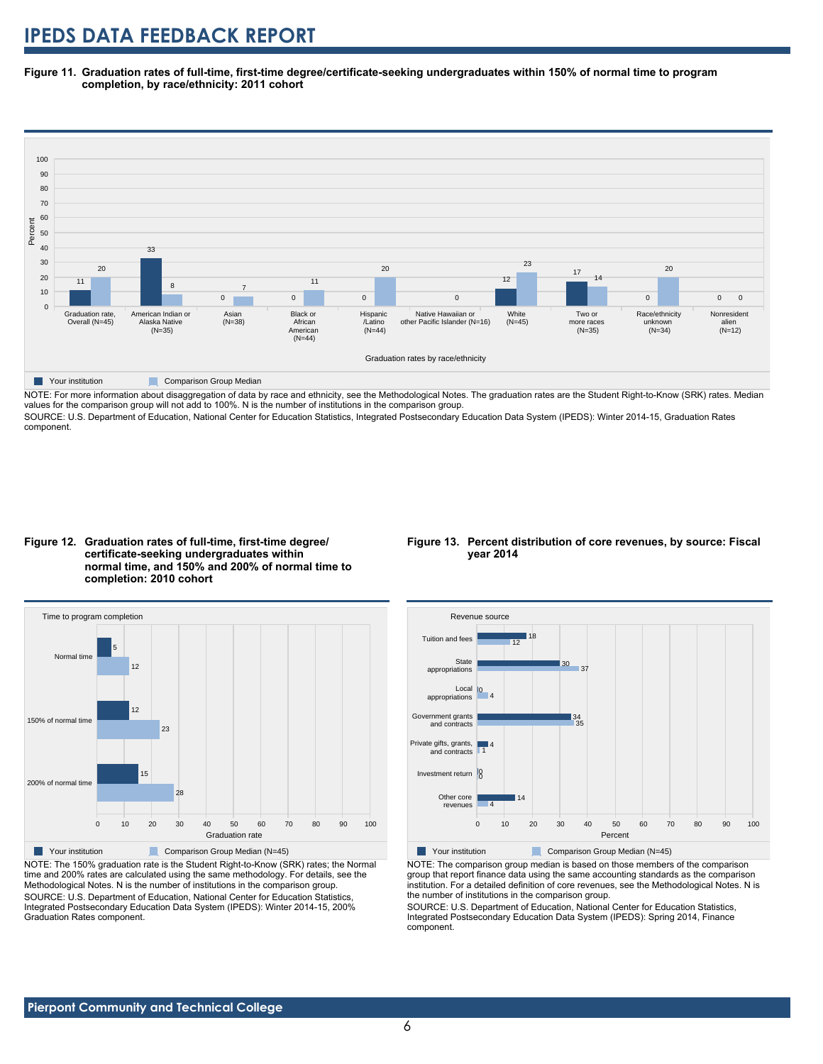# IPEDS DATA FEEDBACK REPORT

**Figure 11. Graduation rates of full-time, first-time degree/certificate-seeking undergraduates within 150% of normal time to program completion, by race/ethnicity: 2011 cohort**

| Graduation rates by race/ethnicity | Your institution | Comparison Group Median |
|---|---|---|
| Graduation rate, Overall (N=45) | 11 | 20 |
| American Indian or Alaska Native (N=35) | 33 | 8 |
| Asian (N=38) | 0 | 7 |
| Black or African American (N=44) | 0 | 11 |
| Hispanic /Latino (N=44) | 0 | 20 |
| Native Hawaiian or other Pacific Islander (N=16) | | 0 |
| White (N=45) | 12 | 23 |
| Two or more races (N=35) | 17 | 14 |
| Race/ethnicity unknown (N=34) | 0 | 20 |
| Nonresident alien (N=12) | 0 | 0 |

NOTE: For more information about disaggregation of data by race and ethnicity, see the Methodological Notes. The graduation rates are the Student Right-to-Know (SRK) rates. Median values for the comparison group will not add to 100%. N is the number of institutions in the comparison group.

SOURCE: U.S. Department of Education, National Center for Education Statistics, Integrated Postsecondary Education Data System (IPEDS): Winter 2014-15, Graduation Rates component.

**Figure 12. Graduation rates of full-time, first-time degree/certificate-seeking undergraduates within normal time, and 150% and 200% of normal time to completion: 2010 cohort**

| Time to program completion | Your institution | Comparison Group Median (N=45) |
|---|---|---|
| Normal time | 5 | 12 |
| 150% of normal time | 12 | 23 |
| 200% of normal time | 15 | 28 |

NOTE: The 150% graduation rate is the Student Right-to-Know (SRK) rates; the Normal time and 200% rates are calculated using the same methodology. For details, see the Methodological Notes. N is the number of institutions in the comparison group.

SOURCE: U.S. Department of Education, National Center for Education Statistics, Integrated Postsecondary Education Data System (IPEDS): Winter 2014-15, 200% Graduation Rates component.

**Figure 13. Percent distribution of core revenues, by source: Fiscal year 2014**

| Revenue source | Your institution | Comparison Group Median (N=45) |
|---|---|---|
| Tuition and fees | 18 | 12 |
| State appropriations | 30 | 37 |
| Local appropriations | 0 | 4 |
| Government grants and contracts | 34 | 35 |
| Private gifts, grants, and contracts | 4 | 1 |
| Investment return | 0 | 0 |
| Other core revenues | 14 | 4 |

NOTE: The comparison group median is based on those members of the comparison group that report finance data using the same accounting standards as the comparison institution. For a detailed definition of core revenues, see the Methodological Notes. N is the number of institutions in the comparison group.

SOURCE: U.S. Department of Education, National Center for Education Statistics, Integrated Postsecondary Education Data System (IPEDS): Spring 2014, Finance component.

**Pierpont Community and Technical College**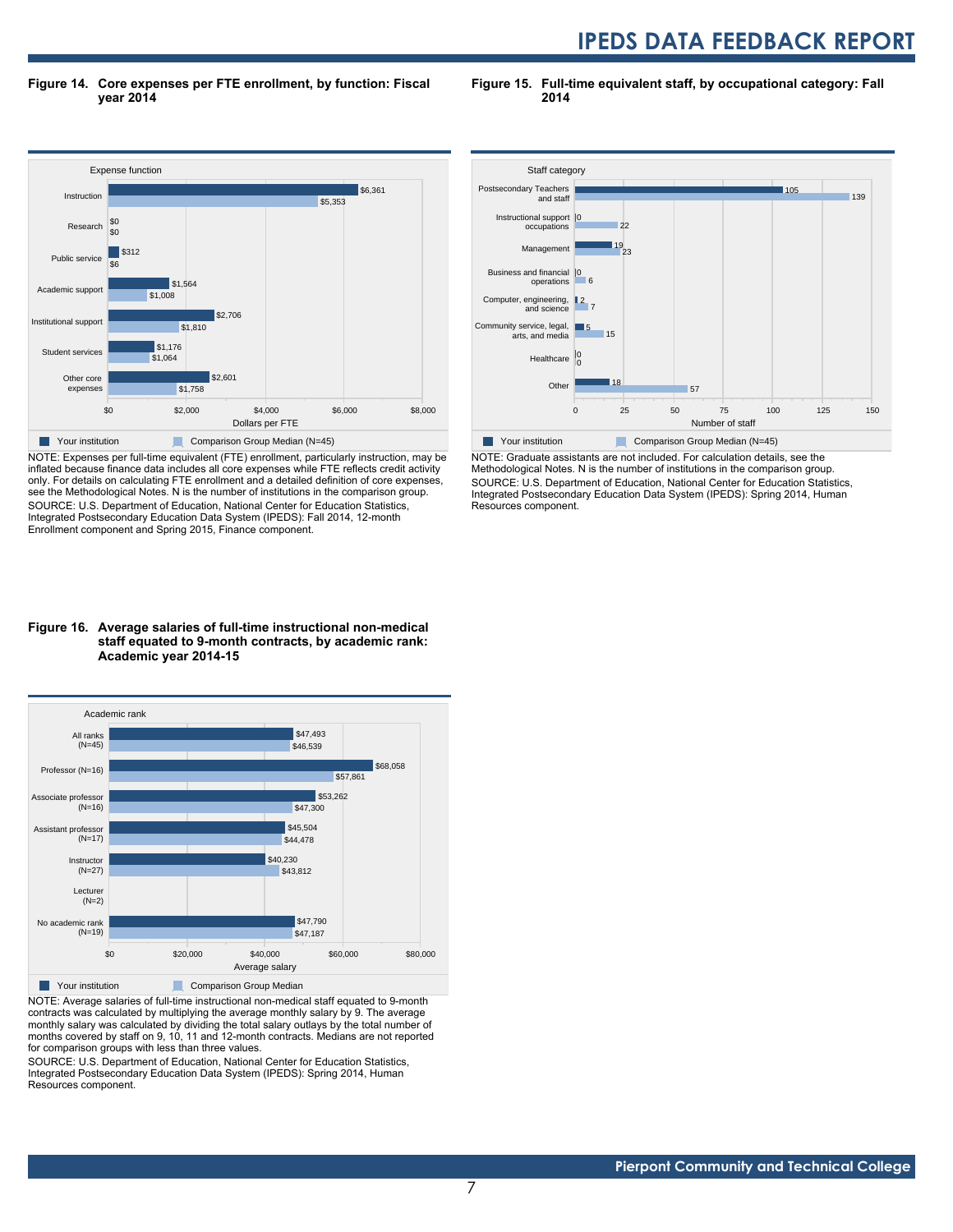**Figure 14. Core expenses per FTE enrollment, by function: Fiscal year 2014**

| Expense function | Your institution | Comparison Group Median (N=45) |
|---|---|---|
| Instruction | $6,361 | $5,353 |
| Research | $0 | $0 |
| Public service | $312 | $6 |
| Academic support | $1,564 | $1,008 |
| Institutional support | $2,706 | $1,810 |
| Student services | $1,176 | $1,064 |
| Other core expenses | $2,601 | $1,758 |

NOTE: Expenses per full-time equivalent (FTE) enrollment, particularly instruction, may be inflated because finance data includes all core expenses while FTE reflects credit activity only. For details on calculating FTE enrollment and a detailed definition of core expenses, see the Methodological Notes. N is the number of institutions in the comparison group.
SOURCE: U.S. Department of Education, National Center for Education Statistics, Integrated Postsecondary Education Data System (IPEDS): Fall 2014, 12-month Enrollment component and Spring 2015, Finance component.

**Figure 15. Full-time equivalent staff, by occupational category: Fall 2014**

| Staff category | Your institution | Comparison Group Median (N=45) |
|---|---|---|
| Postsecondary Teachers and staff | 105 | 139 |
| Instructional support occupations | 0 | 22 |
| Management | 19 | 23 |
| Business and financial operations | 0 | 6 |
| Computer, engineering, and science | 2 | 7 |
| Community service, legal, arts, and media | 5 | 15 |
| Healthcare | 0 | 0 |
| Other | 18 | 57 |

NOTE: Graduate assistants are not included. For calculation details, see the Methodological Notes. N is the number of institutions in the comparison group.
SOURCE: U.S. Department of Education, National Center for Education Statistics, Integrated Postsecondary Education Data System (IPEDS): Spring 2014, Human Resources component.

**Figure 16. Average salaries of full-time instructional non-medical staff equated to 9-month contracts, by academic rank: Academic year 2014-15**

| Academic rank | Your institution | Comparison Group Median |
|---|---|---|
| All ranks (N=45) | $47,493 | $46,539 |
| Professor (N=16) | $68,058 | $57,861 |
| Associate professor (N=16) | $53,262 | $47,300 |
| Assistant professor (N=17) | $45,504 | $44,478 |
| Instructor (N=27) | $40,230 | $43,812 |
| Lecturer (N=2) | | |
| No academic rank (N=19) | $47,790 | $47,187 |

NOTE: Average salaries of full-time instructional non-medical staff equated to 9-month contracts was calculated by multiplying the average monthly salary by 9. The average monthly salary was calculated by dividing the total salary outlays by the total number of months covered by staff on 9, 10, 11 and 12-month contracts. Medians are not reported for comparison groups with less than three values.
SOURCE: U.S. Department of Education, National Center for Education Statistics, Integrated Postsecondary Education Data System (IPEDS): Spring 2014, Human Resources component.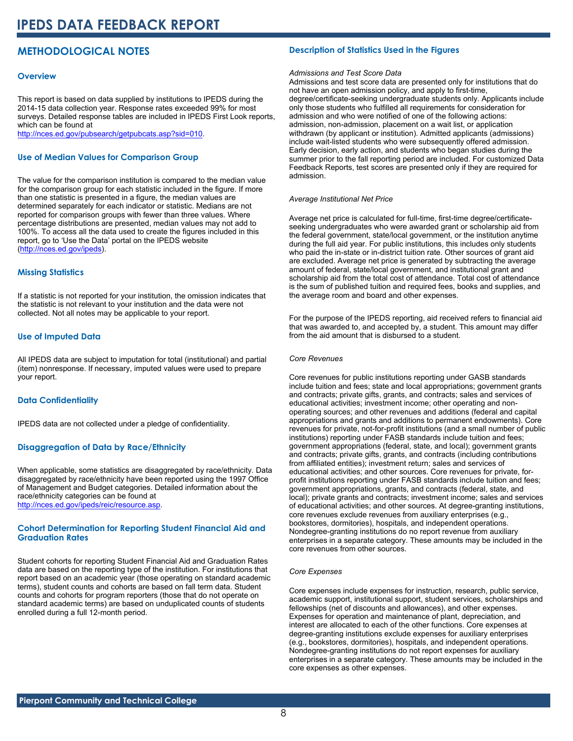# IPEDS DATA FEEDBACK REPORT

## METHODOLOGICAL NOTES

### Overview

This report is based on data supplied by institutions to IPEDS during the 2014-15 data collection year. Response rates exceeded 99% for most surveys. Detailed response tables are included in IPEDS First Look reports, which can be found at http://nces.ed.gov/pubsearch/getpubcats.asp?sid=010.

### Use of Median Values for Comparison Group

The value for the comparison institution is compared to the median value for the comparison group for each statistic included in the figure. If more than one statistic is presented in a figure, the median values are determined separately for each indicator or statistic. Medians are not reported for comparison groups with fewer than three values. Where percentage distributions are presented, median values may not add to 100%. To access all the data used to create the figures included in this report, go to 'Use the Data' portal on the IPEDS website (http://nces.ed.gov/ipeds).

### Missing Statistics

If a statistic is not reported for your institution, the omission indicates that the statistic is not relevant to your institution and the data were not collected. Not all notes may be applicable to your report.

### Use of Imputed Data

All IPEDS data are subject to imputation for total (institutional) and partial (item) nonresponse. If necessary, imputed values were used to prepare your report.

### Data Confidentiality

IPEDS data are not collected under a pledge of confidentiality.

### Disaggregation of Data by Race/Ethnicity

When applicable, some statistics are disaggregated by race/ethnicity. Data disaggregated by race/ethnicity have been reported using the 1997 Office of Management and Budget categories. Detailed information about the race/ethnicity categories can be found at http://nces.ed.gov/ipeds/reic/resource.asp.

### Cohort Determination for Reporting Student Financial Aid and Graduation Rates

Student cohorts for reporting Student Financial Aid and Graduation Rates data are based on the reporting type of the institution. For institutions that report based on an academic year (those operating on standard academic terms), student counts and cohorts are based on fall term data. Student counts and cohorts for program reporters (those that do not operate on standard academic terms) are based on unduplicated counts of students enrolled during a full 12-month period.

### Description of Statistics Used in the Figures

*Admissions and Test Score Data*

Admissions and test score data are presented only for institutions that do not have an open admission policy, and apply to first-time, degree/certificate-seeking undergraduate students only. Applicants include only those students who fulfilled all requirements for consideration for admission and who were notified of one of the following actions: admission, non-admission, placement on a wait list, or application withdrawn (by applicant or institution). Admitted applicants (admissions) include wait-listed students who were subsequently offered admission. Early decision, early action, and students who began studies during the summer prior to the fall reporting period are included. For customized Data Feedback Reports, test scores are presented only if they are required for admission.

*Average Institutional Net Price*

Average net price is calculated for full-time, first-time degree/certificate-seeking undergraduates who were awarded grant or scholarship aid from the federal government, state/local government, or the institution anytime during the full aid year. For public institutions, this includes only students who paid the in-state or in-district tuition rate. Other sources of grant aid are excluded. Average net price is generated by subtracting the average amount of federal, state/local government, and institutional grant and scholarship aid from the total cost of attendance. Total cost of attendance is the sum of published tuition and required fees, books and supplies, and the average room and board and other expenses.

For the purpose of the IPEDS reporting, aid received refers to financial aid that was awarded to, and accepted by, a student. This amount may differ from the aid amount that is disbursed to a student.

*Core Revenues*

Core revenues for public institutions reporting under GASB standards include tuition and fees; state and local appropriations; government grants and contracts; private gifts, grants, and contracts; sales and services of educational activities; investment income; other operating and non-operating sources; and other revenues and additions (federal and capital appropriations and grants and additions to permanent endowments). Core revenues for private, not-for-profit institutions (and a small number of public institutions) reporting under FASB standards include tuition and fees; government appropriations (federal, state, and local); government grants and contracts; private gifts, grants, and contracts (including contributions from affiliated entities); investment return; sales and services of educational activities; and other sources. Core revenues for private, for-profit institutions reporting under FASB standards include tuition and fees; government appropriations, grants, and contracts (federal, state, and local); private grants and contracts; investment income; sales and services of educational activities; and other sources. At degree-granting institutions, core revenues exclude revenues from auxiliary enterprises (e.g., bookstores, dormitories), hospitals, and independent operations. Nondegree-granting institutions do no report revenue from auxiliary enterprises in a separate category. These amounts may be included in the core revenues from other sources.

*Core Expenses*

Core expenses include expenses for instruction, research, public service, academic support, institutional support, student services, scholarships and fellowships (net of discounts and allowances), and other expenses. Expenses for operation and maintenance of plant, depreciation, and interest are allocated to each of the other functions. Core expenses at degree-granting institutions exclude expenses for auxiliary enterprises (e.g., bookstores, dormitories), hospitals, and independent operations. Nondegree-granting institutions do not report expenses for auxiliary enterprises in a separate category. These amounts may be included in the core expenses as other expenses.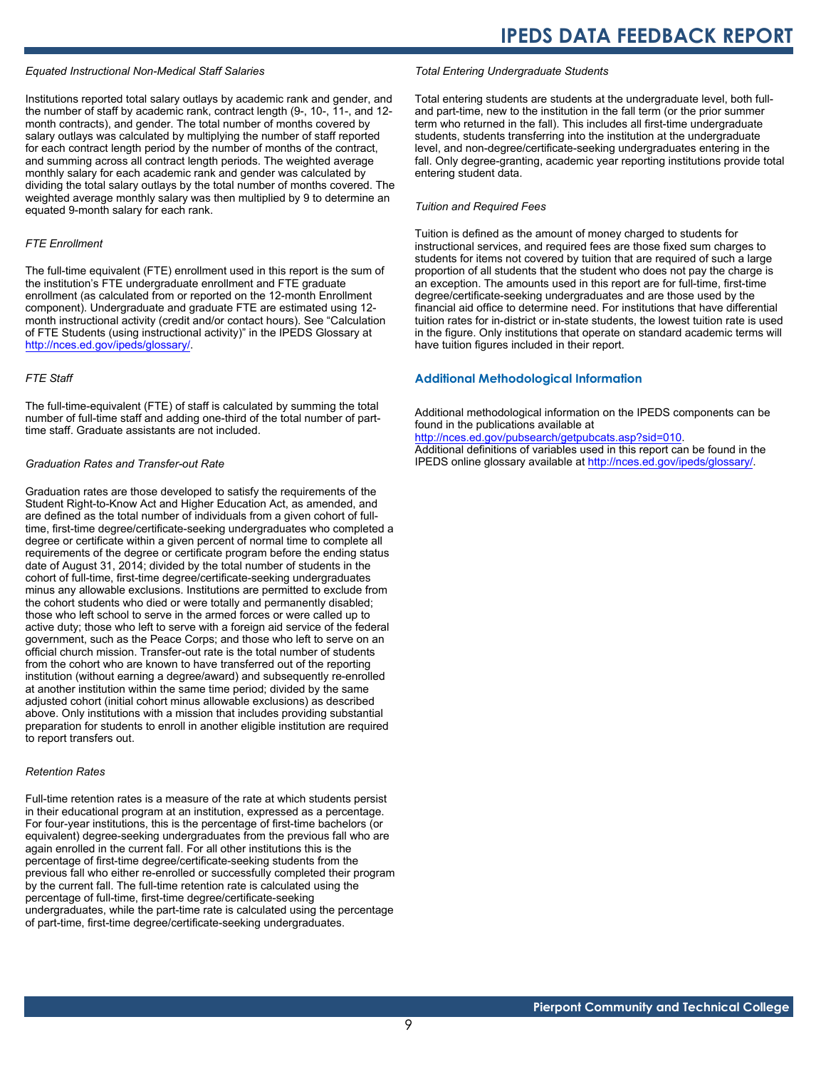*Equated Instructional Non-Medical Staff Salaries*

Institutions reported total salary outlays by academic rank and gender, and the number of staff by academic rank, contract length (9-, 10-, 11-, and 12-month contracts), and gender. The total number of months covered by salary outlays was calculated by multiplying the number of staff reported for each contract length period by the number of months of the contract, and summing across all contract length periods. The weighted average monthly salary for each academic rank and gender was calculated by dividing the total salary outlays by the total number of months covered. The weighted average monthly salary was then multiplied by 9 to determine an equated 9-month salary for each rank.

*FTE Enrollment*

The full-time equivalent (FTE) enrollment used in this report is the sum of the institution's FTE undergraduate enrollment and FTE graduate enrollment (as calculated from or reported on the 12-month Enrollment component). Undergraduate and graduate FTE are estimated using 12-month instructional activity (credit and/or contact hours). See "Calculation of FTE Students (using instructional activity)" in the IPEDS Glossary at http://nces.ed.gov/ipeds/glossary/.

*FTE Staff*

The full-time-equivalent (FTE) of staff is calculated by summing the total number of full-time staff and adding one-third of the total number of part-time staff. Graduate assistants are not included.

*Graduation Rates and Transfer-out Rate*

Graduation rates are those developed to satisfy the requirements of the Student Right-to-Know Act and Higher Education Act, as amended, and are defined as the total number of individuals from a given cohort of full-time, first-time degree/certificate-seeking undergraduates who completed a degree or certificate within a given percent of normal time to complete all requirements of the degree or certificate program before the ending status date of August 31, 2014; divided by the total number of students in the cohort of full-time, first-time degree/certificate-seeking undergraduates minus any allowable exclusions. Institutions are permitted to exclude from the cohort students who died or were totally and permanently disabled; those who left school to serve in the armed forces or were called up to active duty; those who left to serve with a foreign aid service of the federal government, such as the Peace Corps; and those who left to serve on an official church mission. Transfer-out rate is the total number of students from the cohort who are known to have transferred out of the reporting institution (without earning a degree/award) and subsequently re-enrolled at another institution within the same time period; divided by the same adjusted cohort (initial cohort minus allowable exclusions) as described above. Only institutions with a mission that includes providing substantial preparation for students to enroll in another eligible institution are required to report transfers out.

*Retention Rates*

Full-time retention rates is a measure of the rate at which students persist in their educational program at an institution, expressed as a percentage. For four-year institutions, this is the percentage of first-time bachelors (or equivalent) degree-seeking undergraduates from the previous fall who are again enrolled in the current fall. For all other institutions this is the percentage of first-time degree/certificate-seeking students from the previous fall who either re-enrolled or successfully completed their program by the current fall. The full-time retention rate is calculated using the percentage of full-time, first-time degree/certificate-seeking undergraduates, while the part-time rate is calculated using the percentage of part-time, first-time degree/certificate-seeking undergraduates.

*Total Entering Undergraduate Students*

Total entering students are students at the undergraduate level, both full- and part-time, new to the institution in the fall term (or the prior summer term who returned in the fall). This includes all first-time undergraduate students, students transferring into the institution at the undergraduate level, and non-degree/certificate-seeking undergraduates entering in the fall. Only degree-granting, academic year reporting institutions provide total entering student data.

*Tuition and Required Fees*

Tuition is defined as the amount of money charged to students for instructional services, and required fees are those fixed sum charges to students for items not covered by tuition that are required of such a large proportion of all students that the student who does not pay the charge is an exception. The amounts used in this report are for full-time, first-time degree/certificate-seeking undergraduates and are those used by the financial aid office to determine need. For institutions that have differential tuition rates for in-district or in-state students, the lowest tuition rate is used in the figure. Only institutions that operate on standard academic terms will have tuition figures included in their report.

## Additional Methodological Information

Additional methodological information on the IPEDS components can be found in the publications available at http://nces.ed.gov/pubsearch/getpubcats.asp?sid=010.
Additional definitions of variables used in this report can be found in the IPEDS online glossary available at http://nces.ed.gov/ipeds/glossary/.